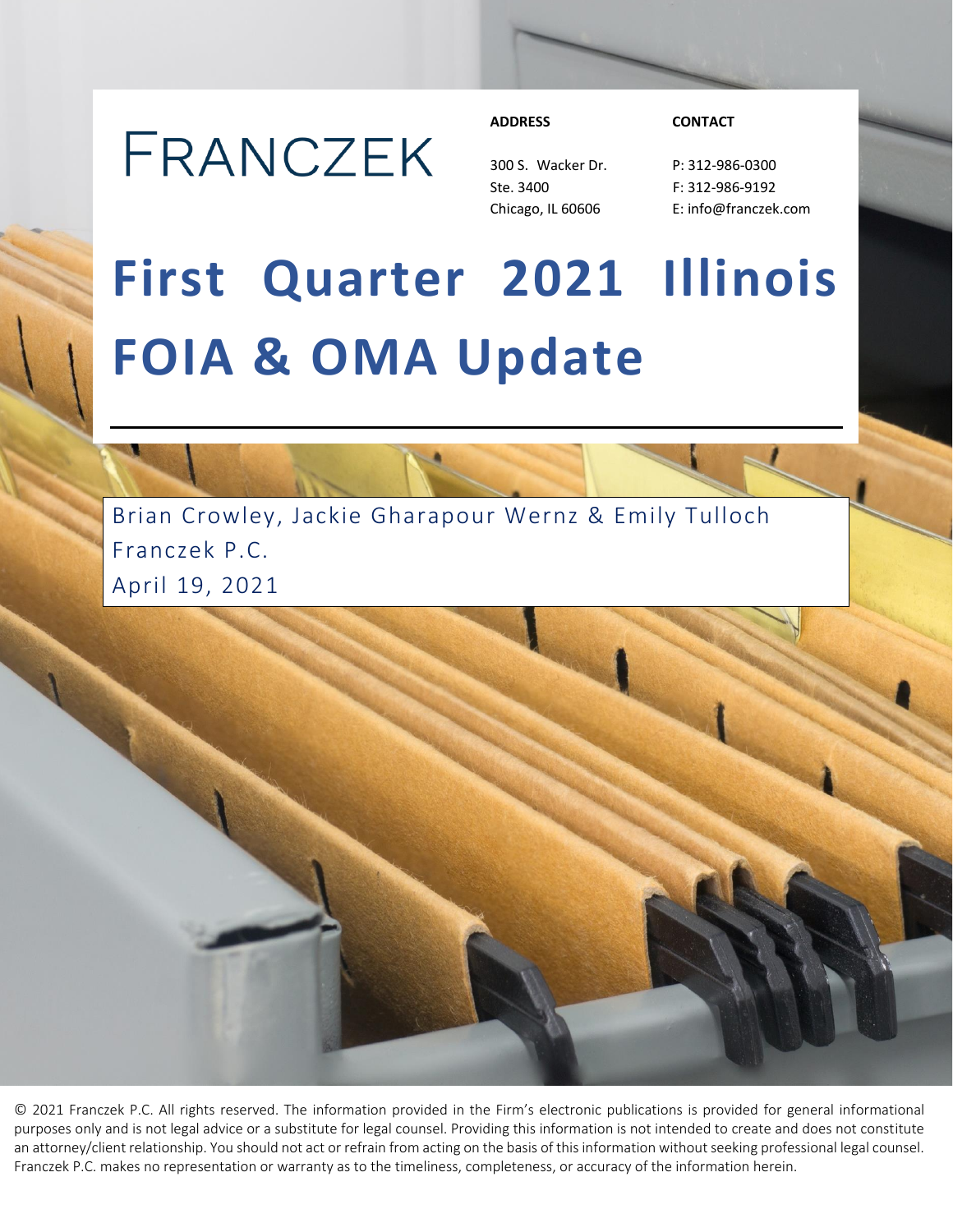FRANCZEK

**ADDRESS**

300 S. Wacker Dr.
Ste. 3400
Chicago, IL 60606

**CONTACT**

P: 312-986-0300
F: 312-986-9192
E: info@franczek.com

# First Quarter 2021 Illinois FOIA & OMA Update

Brian Crowley, Jackie Gharapour Wernz & Emily Tulloch
Franczek P.C.
April 19, 2021

© 2021 Franczek P.C. All rights reserved. The information provided in the Firm's electronic publications is provided for general informational purposes only and is not legal advice or a substitute for legal counsel. Providing this information is not intended to create and does not constitute an attorney/client relationship. You should not act or refrain from acting on the basis of this information without seeking professional legal counsel. Franczek P.C. makes no representation or warranty as to the timeliness, completeness, or accuracy of the information herein.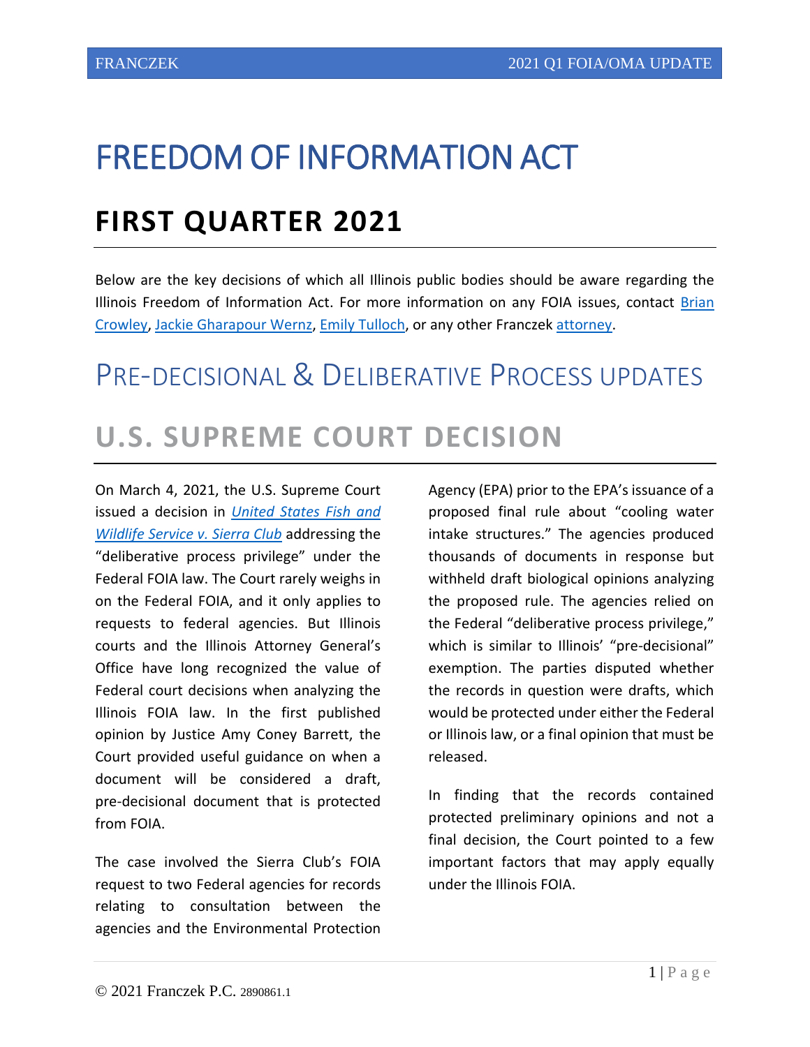# FREEDOM OF INFORMATION ACT

## FIRST QUARTER 2021

Below are the key decisions of which all Illinois public bodies should be aware regarding the Illinois Freedom of Information Act. For more information on any FOIA issues, contact Brian Crowley, Jackie Gharapour Wernz, Emily Tulloch, or any other Franczek attorney.

# PRE-DECISIONAL & DELIBERATIVE PROCESS UPDATES

## U.S. SUPREME COURT DECISION

On March 4, 2021, the U.S. Supreme Court issued a decision in *United States Fish and Wildlife Service v. Sierra Club* addressing the "deliberative process privilege" under the Federal FOIA law. The Court rarely weighs in on the Federal FOIA, and it only applies to requests to federal agencies. But Illinois courts and the Illinois Attorney General's Office have long recognized the value of Federal court decisions when analyzing the Illinois FOIA law. In the first published opinion by Justice Amy Coney Barrett, the Court provided useful guidance on when a document will be considered a draft, pre-decisional document that is protected from FOIA.

The case involved the Sierra Club's FOIA request to two Federal agencies for records relating to consultation between the agencies and the Environmental Protection Agency (EPA) prior to the EPA's issuance of a proposed final rule about "cooling water intake structures." The agencies produced thousands of documents in response but withheld draft biological opinions analyzing the proposed rule. The agencies relied on the Federal "deliberative process privilege," which is similar to Illinois' "pre-decisional" exemption. The parties disputed whether the records in question were drafts, which would be protected under either the Federal or Illinois law, or a final opinion that must be released.

In finding that the records contained protected preliminary opinions and not a final decision, the Court pointed to a few important factors that may apply equally under the Illinois FOIA.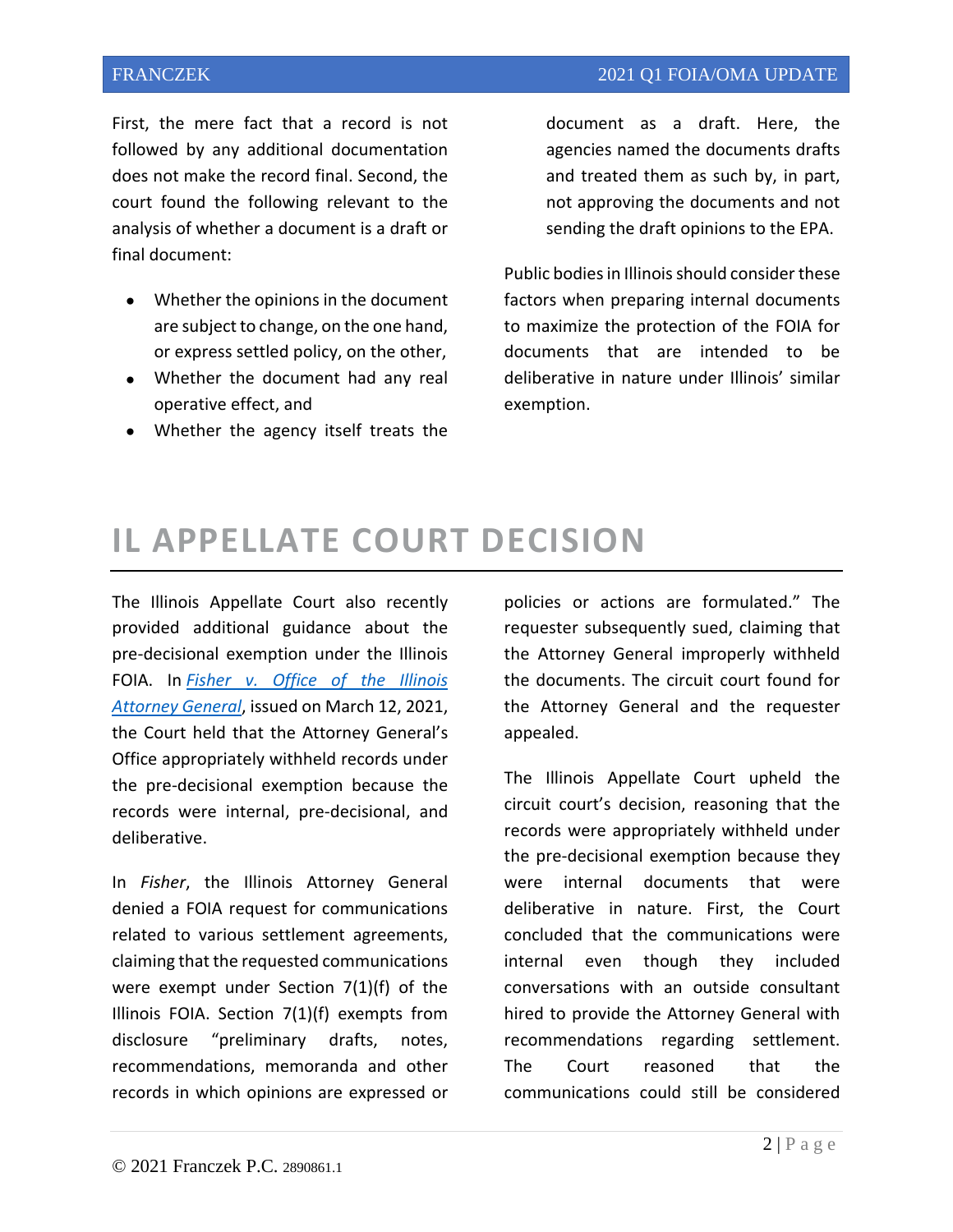First, the mere fact that a record is not followed by any additional documentation does not make the record final. Second, the court found the following relevant to the analysis of whether a document is a draft or final document:

- Whether the opinions in the document are subject to change, on the one hand, or express settled policy, on the other,
- Whether the document had any real operative effect, and
- Whether the agency itself treats the document as a draft. Here, the agencies named the documents drafts and treated them as such by, in part, not approving the documents and not sending the draft opinions to the EPA.

Public bodies in Illinois should consider these factors when preparing internal documents to maximize the protection of the FOIA for documents that are intended to be deliberative in nature under Illinois' similar exemption.

# IL APPELLATE COURT DECISION

The Illinois Appellate Court also recently provided additional guidance about the pre-decisional exemption under the Illinois FOIA. In *Fisher v. Office of the Illinois Attorney General*, issued on March 12, 2021, the Court held that the Attorney General's Office appropriately withheld records under the pre-decisional exemption because the records were internal, pre-decisional, and deliberative.

In *Fisher*, the Illinois Attorney General denied a FOIA request for communications related to various settlement agreements, claiming that the requested communications were exempt under Section 7(1)(f) of the Illinois FOIA. Section 7(1)(f) exempts from disclosure "preliminary drafts, notes, recommendations, memoranda and other records in which opinions are expressed or policies or actions are formulated." The requester subsequently sued, claiming that the Attorney General improperly withheld the documents. The circuit court found for the Attorney General and the requester appealed.

The Illinois Appellate Court upheld the circuit court's decision, reasoning that the records were appropriately withheld under the pre-decisional exemption because they were internal documents that were deliberative in nature. First, the Court concluded that the communications were internal even though they included conversations with an outside consultant hired to provide the Attorney General with recommendations regarding settlement. The Court reasoned that the communications could still be considered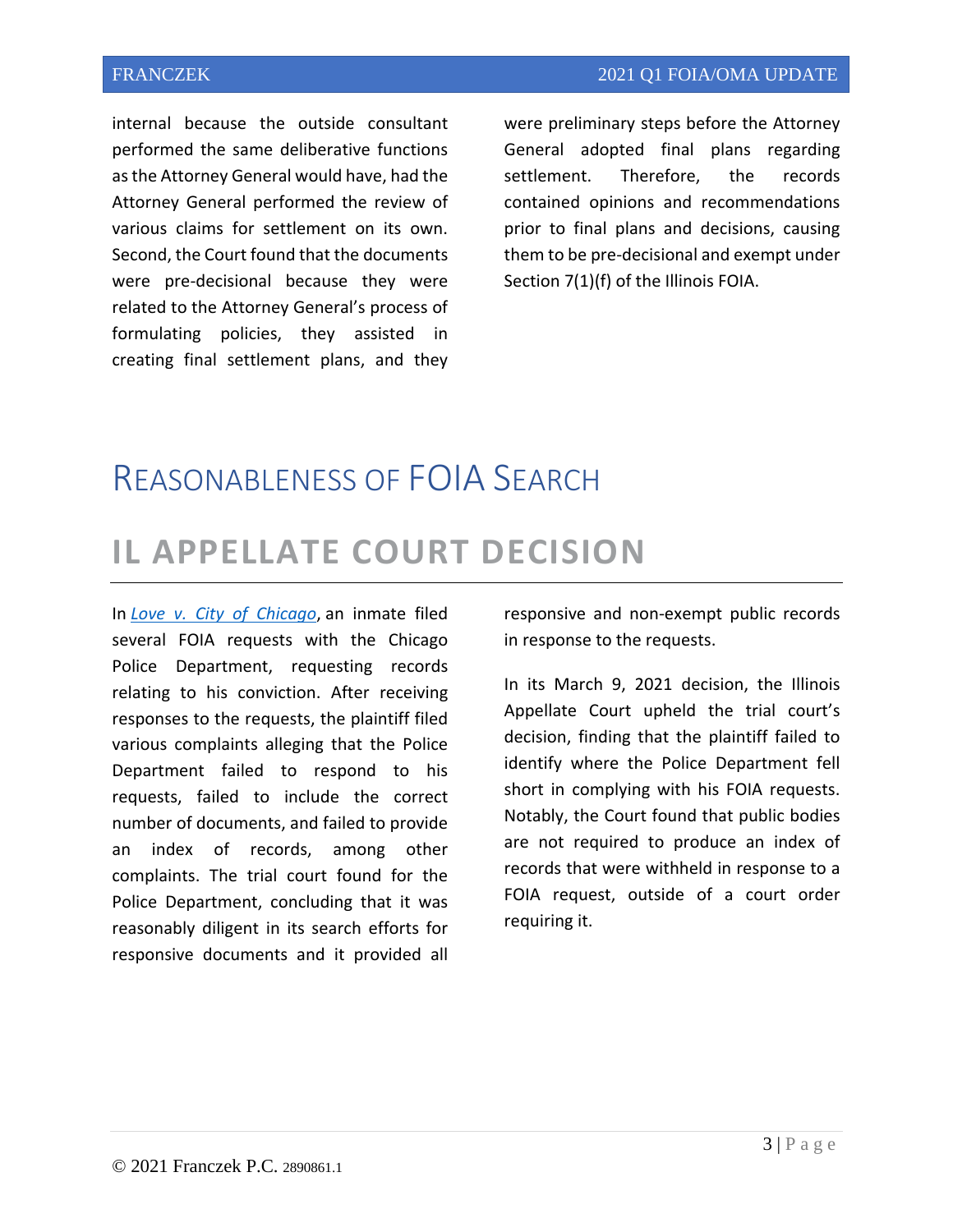internal because the outside consultant performed the same deliberative functions as the Attorney General would have, had the Attorney General performed the review of various claims for settlement on its own. Second, the Court found that the documents were pre-decisional because they were related to the Attorney General's process of formulating policies, they assisted in creating final settlement plans, and they were preliminary steps before the Attorney General adopted final plans regarding settlement. Therefore, the records contained opinions and recommendations prior to final plans and decisions, causing them to be pre-decisional and exempt under Section 7(1)(f) of the Illinois FOIA.

# REASONABLENESS OF FOIA SEARCH

# IL APPELLATE COURT DECISION

In *Love v. City of Chicago*, an inmate filed several FOIA requests with the Chicago Police Department, requesting records relating to his conviction. After receiving responses to the requests, the plaintiff filed various complaints alleging that the Police Department failed to respond to his requests, failed to include the correct number of documents, and failed to provide an index of records, among other complaints. The trial court found for the Police Department, concluding that it was reasonably diligent in its search efforts for responsive documents and it provided all responsive and non-exempt public records in response to the requests.

In its March 9, 2021 decision, the Illinois Appellate Court upheld the trial court's decision, finding that the plaintiff failed to identify where the Police Department fell short in complying with his FOIA requests. Notably, the Court found that public bodies are not required to produce an index of records that were withheld in response to a FOIA request, outside of a court order requiring it.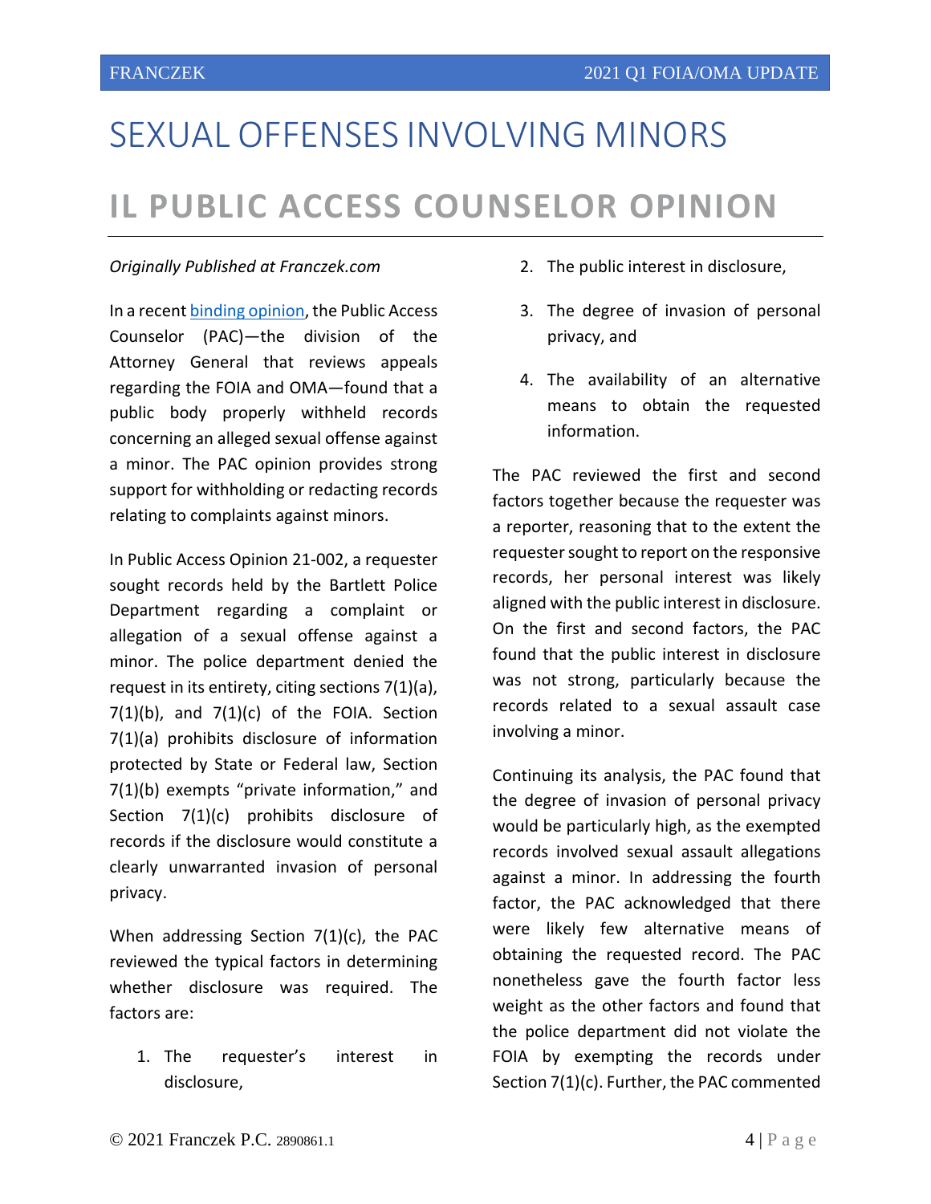# SEXUAL OFFENSES INVOLVING MINORS

# IL PUBLIC ACCESS COUNSELOR OPINION

*Originally Published at Franczek.com*

In a recent [binding opinion](), the Public Access Counselor (PAC)—the division of the Attorney General that reviews appeals regarding the FOIA and OMA—found that a public body properly withheld records concerning an alleged sexual offense against a minor. The PAC opinion provides strong support for withholding or redacting records relating to complaints against minors.

In Public Access Opinion 21-002, a requester sought records held by the Bartlett Police Department regarding a complaint or allegation of a sexual offense against a minor. The police department denied the request in its entirety, citing sections 7(1)(a), 7(1)(b), and 7(1)(c) of the FOIA. Section 7(1)(a) prohibits disclosure of information protected by State or Federal law, Section 7(1)(b) exempts "private information," and Section 7(1)(c) prohibits disclosure of records if the disclosure would constitute a clearly unwarranted invasion of personal privacy.

When addressing Section 7(1)(c), the PAC reviewed the typical factors in determining whether disclosure was required. The factors are:

1. The requester's interest in disclosure,
2. The public interest in disclosure,
3. The degree of invasion of personal privacy, and
4. The availability of an alternative means to obtain the requested information.

The PAC reviewed the first and second factors together because the requester was a reporter, reasoning that to the extent the requester sought to report on the responsive records, her personal interest was likely aligned with the public interest in disclosure. On the first and second factors, the PAC found that the public interest in disclosure was not strong, particularly because the records related to a sexual assault case involving a minor.

Continuing its analysis, the PAC found that the degree of invasion of personal privacy would be particularly high, as the exempted records involved sexual assault allegations against a minor. In addressing the fourth factor, the PAC acknowledged that there were likely few alternative means of obtaining the requested record. The PAC nonetheless gave the fourth factor less weight as the other factors and found that the police department did not violate the FOIA by exempting the records under Section 7(1)(c). Further, the PAC commented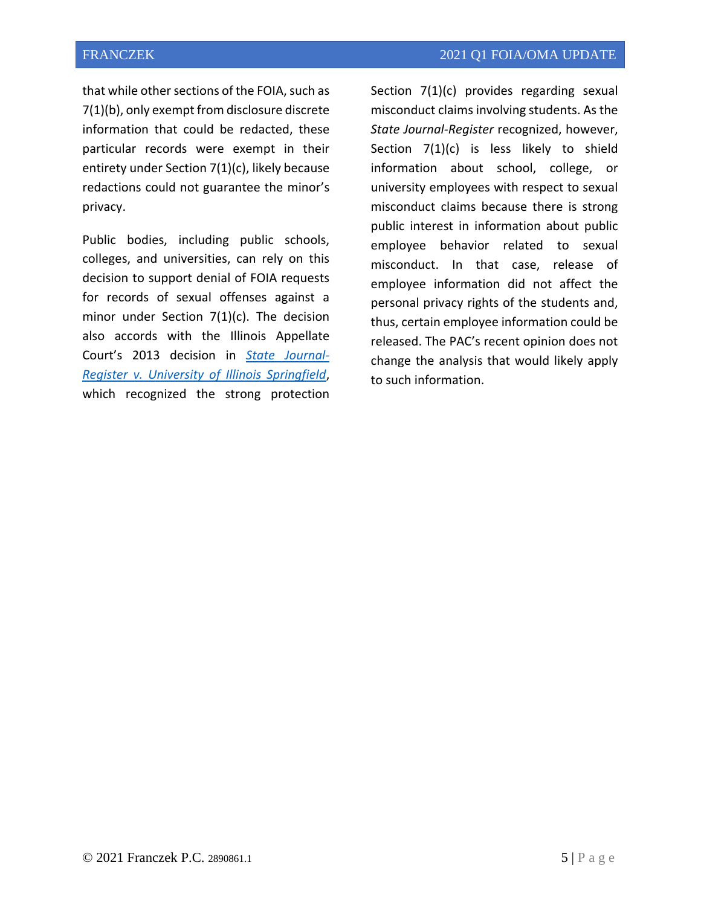that while other sections of the FOIA, such as 7(1)(b), only exempt from disclosure discrete information that could be redacted, these particular records were exempt in their entirety under Section 7(1)(c), likely because redactions could not guarantee the minor's privacy.

Public bodies, including public schools, colleges, and universities, can rely on this decision to support denial of FOIA requests for records of sexual offenses against a minor under Section 7(1)(c). The decision also accords with the Illinois Appellate Court's 2013 decision in *State Journal-Register v. University of Illinois Springfield*, which recognized the strong protection Section 7(1)(c) provides regarding sexual misconduct claims involving students. As the *State Journal-Register* recognized, however, Section 7(1)(c) is less likely to shield information about school, college, or university employees with respect to sexual misconduct claims because there is strong public interest in information about public employee behavior related to sexual misconduct. In that case, release of employee information did not affect the personal privacy rights of the students and, thus, certain employee information could be released. The PAC's recent opinion does not change the analysis that would likely apply to such information.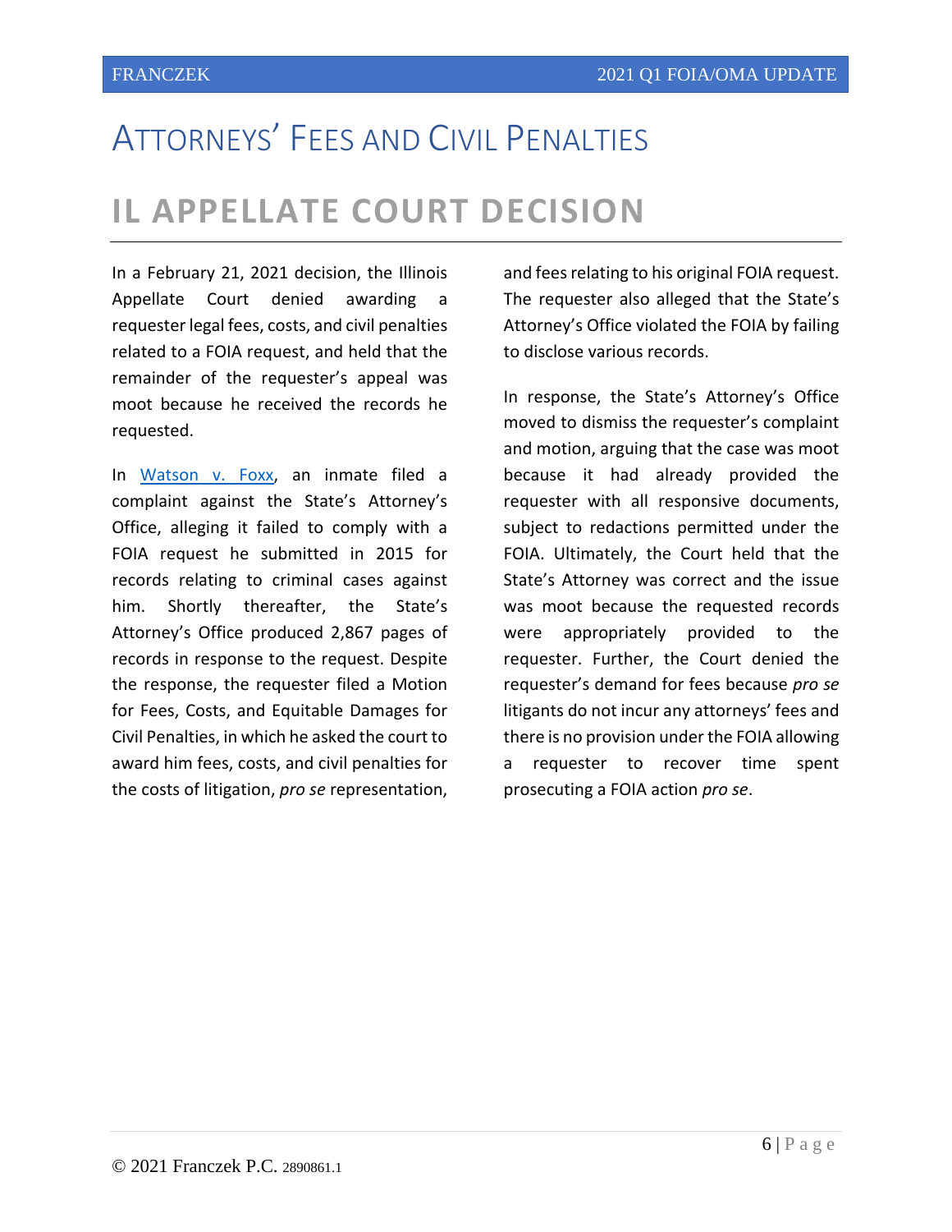# Attorneys' Fees and Civil Penalties

## IL APPELLATE COURT DECISION

In a February 21, 2021 decision, the Illinois Appellate Court denied awarding a requester legal fees, costs, and civil penalties related to a FOIA request, and held that the remainder of the requester's appeal was moot because he received the records he requested.

In [Watson v. Foxx](), an inmate filed a complaint against the State's Attorney's Office, alleging it failed to comply with a FOIA request he submitted in 2015 for records relating to criminal cases against him. Shortly thereafter, the State's Attorney's Office produced 2,867 pages of records in response to the request. Despite the response, the requester filed a Motion for Fees, Costs, and Equitable Damages for Civil Penalties, in which he asked the court to award him fees, costs, and civil penalties for the costs of litigation, *pro se* representation, and fees relating to his original FOIA request. The requester also alleged that the State's Attorney's Office violated the FOIA by failing to disclose various records.

In response, the State's Attorney's Office moved to dismiss the requester's complaint and motion, arguing that the case was moot because it had already provided the requester with all responsive documents, subject to redactions permitted under the FOIA. Ultimately, the Court held that the State's Attorney was correct and the issue was moot because the requested records were appropriately provided to the requester. Further, the Court denied the requester's demand for fees because *pro se* litigants do not incur any attorneys' fees and there is no provision under the FOIA allowing a requester to recover time spent prosecuting a FOIA action *pro se*.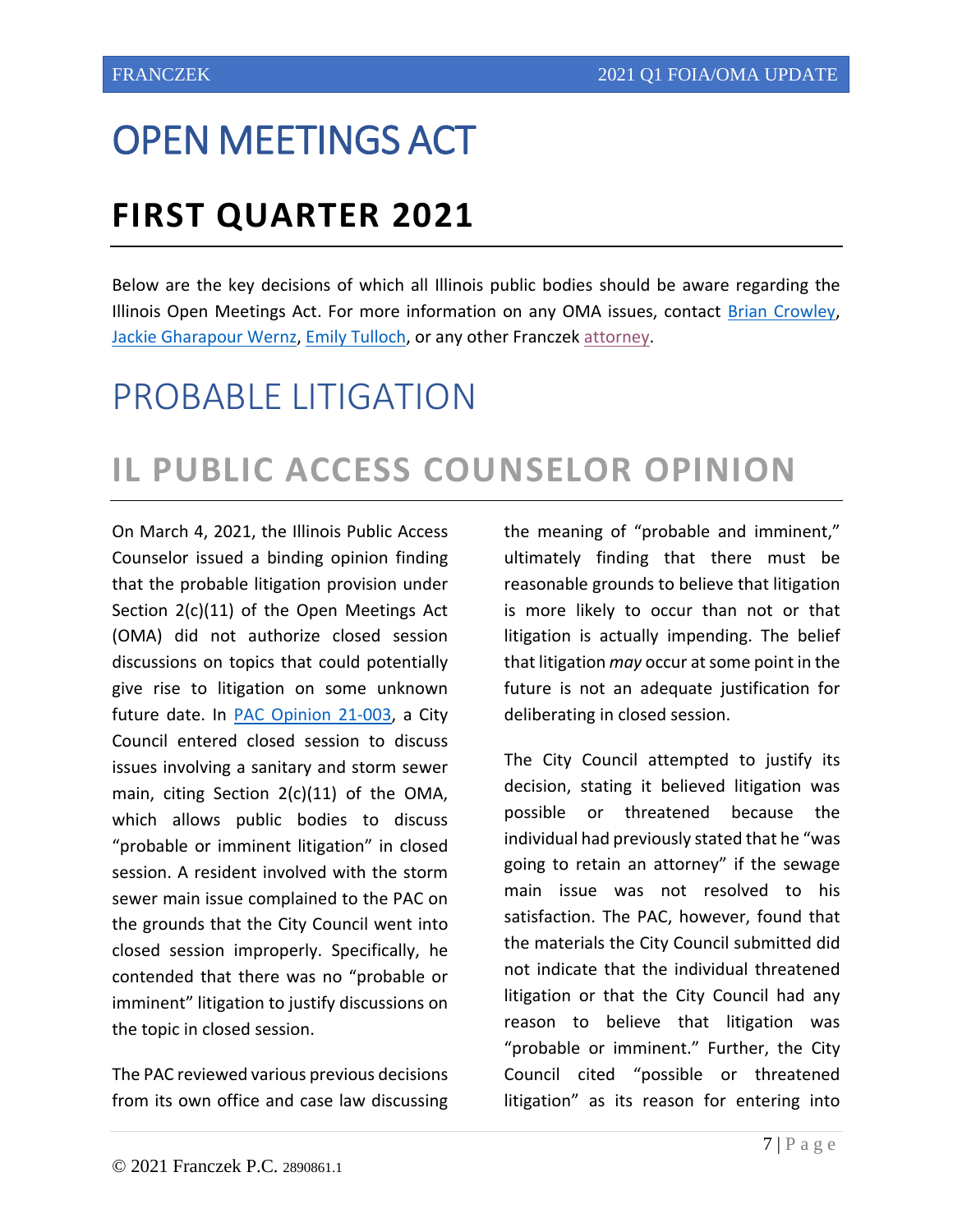# OPEN MEETINGS ACT

## FIRST QUARTER 2021

Below are the key decisions of which all Illinois public bodies should be aware regarding the Illinois Open Meetings Act. For more information on any OMA issues, contact Brian Crowley, Jackie Gharapour Wernz, Emily Tulloch, or any other Franczek attorney.

# PROBABLE LITIGATION

## IL PUBLIC ACCESS COUNSELOR OPINION

On March 4, 2021, the Illinois Public Access Counselor issued a binding opinion finding that the probable litigation provision under Section 2(c)(11) of the Open Meetings Act (OMA) did not authorize closed session discussions on topics that could potentially give rise to litigation on some unknown future date. In PAC Opinion 21-003, a City Council entered closed session to discuss issues involving a sanitary and storm sewer main, citing Section 2(c)(11) of the OMA, which allows public bodies to discuss "probable or imminent litigation" in closed session. A resident involved with the storm sewer main issue complained to the PAC on the grounds that the City Council went into closed session improperly. Specifically, he contended that there was no "probable or imminent" litigation to justify discussions on the topic in closed session.

The PAC reviewed various previous decisions from its own office and case law discussing the meaning of "probable and imminent," ultimately finding that there must be reasonable grounds to believe that litigation is more likely to occur than not or that litigation is actually impending. The belief that litigation *may* occur at some point in the future is not an adequate justification for deliberating in closed session.

The City Council attempted to justify its decision, stating it believed litigation was possible or threatened because the individual had previously stated that he "was going to retain an attorney" if the sewage main issue was not resolved to his satisfaction. The PAC, however, found that the materials the City Council submitted did not indicate that the individual threatened litigation or that the City Council had any reason to believe that litigation was "probable or imminent." Further, the City Council cited "possible or threatened litigation" as its reason for entering into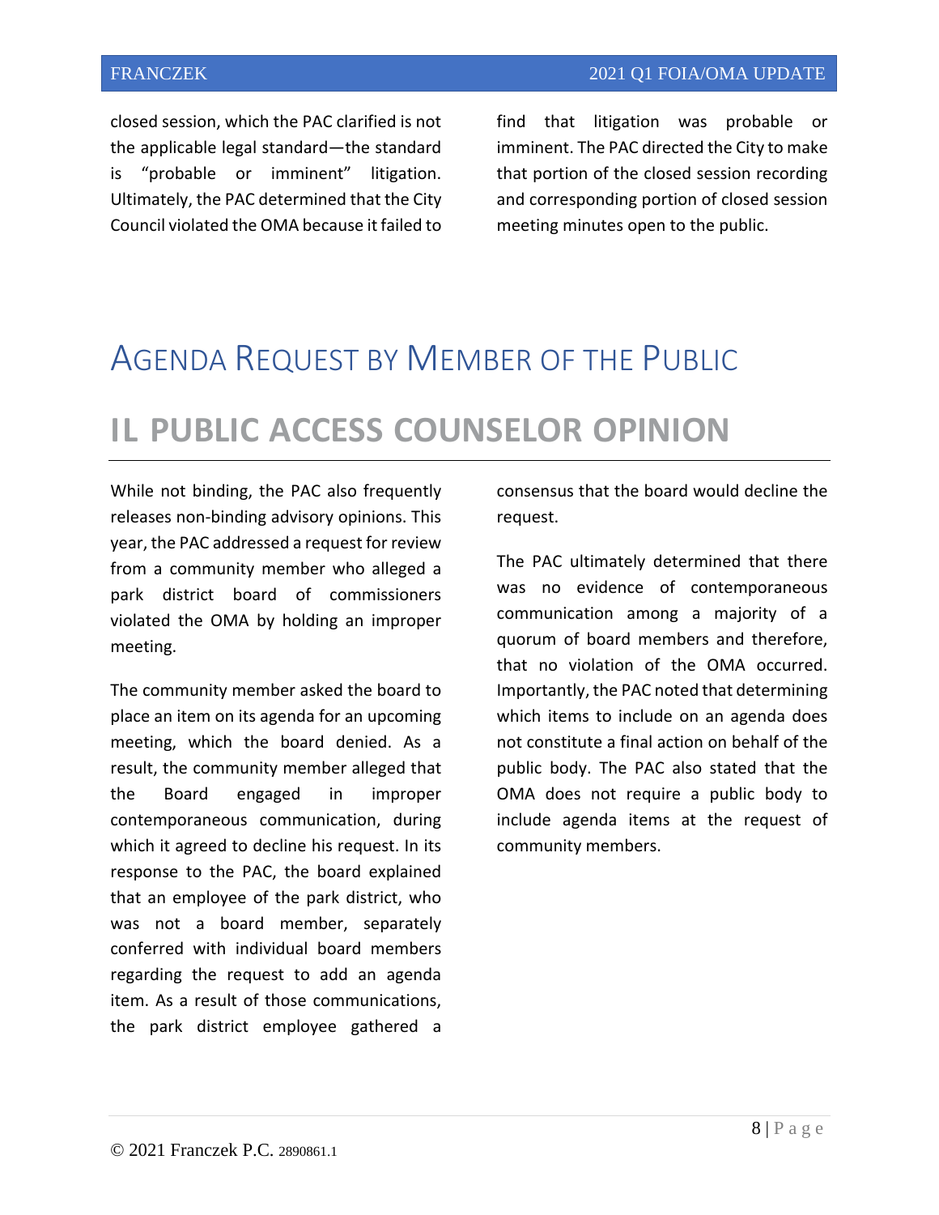closed session, which the PAC clarified is not the applicable legal standard—the standard is "probable or imminent" litigation. Ultimately, the PAC determined that the City Council violated the OMA because it failed to find that litigation was probable or imminent. The PAC directed the City to make that portion of the closed session recording and corresponding portion of closed session meeting minutes open to the public.

# Agenda Request by Member of the Public

## IL PUBLIC ACCESS COUNSELOR OPINION

While not binding, the PAC also frequently releases non-binding advisory opinions. This year, the PAC addressed a request for review from a community member who alleged a park district board of commissioners violated the OMA by holding an improper meeting.

The community member asked the board to place an item on its agenda for an upcoming meeting, which the board denied. As a result, the community member alleged that the Board engaged in improper contemporaneous communication, during which it agreed to decline his request. In its response to the PAC, the board explained that an employee of the park district, who was not a board member, separately conferred with individual board members regarding the request to add an agenda item. As a result of those communications, the park district employee gathered a consensus that the board would decline the request.

The PAC ultimately determined that there was no evidence of contemporaneous communication among a majority of a quorum of board members and therefore, that no violation of the OMA occurred. Importantly, the PAC noted that determining which items to include on an agenda does not constitute a final action on behalf of the public body. The PAC also stated that the OMA does not require a public body to include agenda items at the request of community members.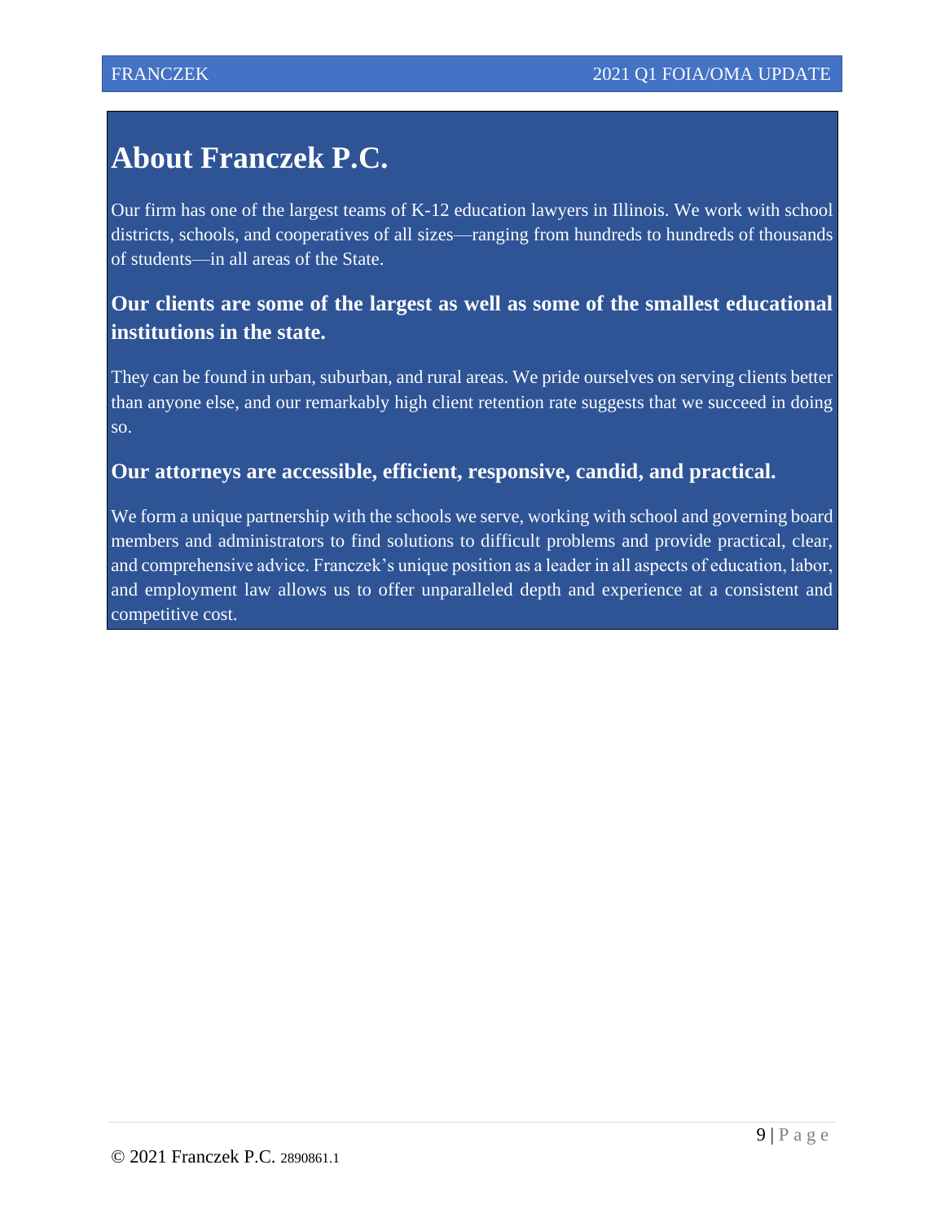# About Franczek P.C.

Our firm has one of the largest teams of K-12 education lawyers in Illinois. We work with school districts, schools, and cooperatives of all sizes—ranging from hundreds to hundreds of thousands of students—in all areas of the State.

## Our clients are some of the largest as well as some of the smallest educational institutions in the state.

They can be found in urban, suburban, and rural areas. We pride ourselves on serving clients better than anyone else, and our remarkably high client retention rate suggests that we succeed in doing so.

## Our attorneys are accessible, efficient, responsive, candid, and practical.

We form a unique partnership with the schools we serve, working with school and governing board members and administrators to find solutions to difficult problems and provide practical, clear, and comprehensive advice. Franczek's unique position as a leader in all aspects of education, labor, and employment law allows us to offer unparalleled depth and experience at a consistent and competitive cost.

© 2021 Franczek P.C. 2890861.1